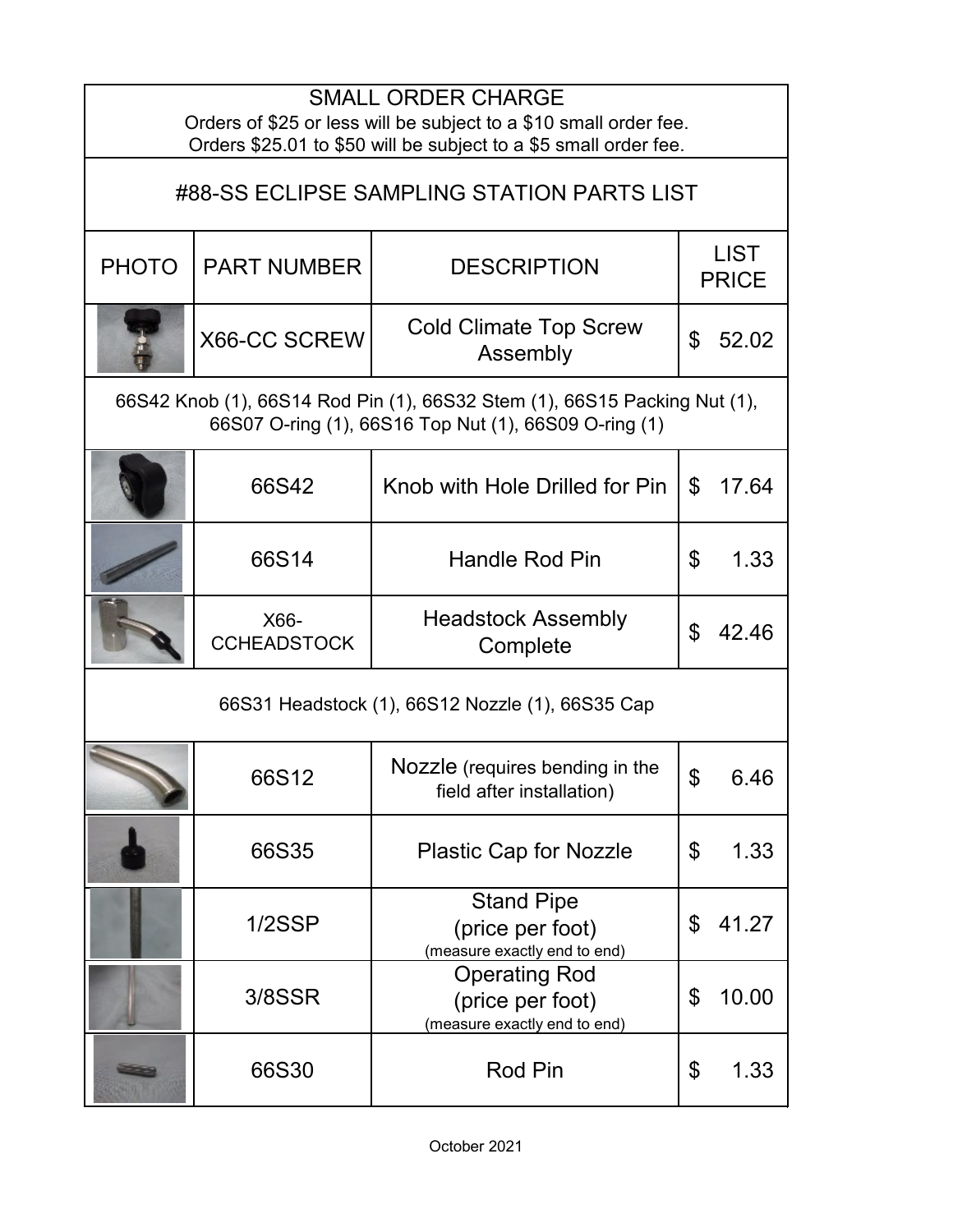## SMALL ORDER CHARGE

Orders of $25 or less will be subject to a $10 small order fee.
Orders $25.01 to $50 will be subject to a $5 small order fee.

## #88-SS ECLIPSE SAMPLING STATION PARTS LIST

| PHOTO | PART NUMBER | DESCRIPTION | LIST PRICE |
|---|---|---|---|
| | X66-CC SCREW | Cold Climate Top Screw Assembly | $ 52.02 |
| 66S42 Knob (1), 66S14 Rod Pin (1), 66S32 Stem (1), 66S15 Packing Nut (1), 66S07 O-ring (1), 66S16 Top Nut (1), 66S09 O-ring (1) | | | |
| | 66S42 | Knob with Hole Drilled for Pin | $ 17.64 |
| | 66S14 | Handle Rod Pin | $ 1.33 |
| | X66-CCHEADSTOCK | Headstock Assembly Complete | $ 42.46 |
| 66S31 Headstock (1), 66S12 Nozzle (1), 66S35 Cap | | | |
| | 66S12 | Nozzle (requires bending in the field after installation) | $ 6.46 |
| | 66S35 | Plastic Cap for Nozzle | $ 1.33 |
| | 1/2SSP | Stand Pipe (price per foot) (measure exactly end to end) | $ 41.27 |
| | 3/8SSR | Operating Rod (price per foot) (measure exactly end to end) | $ 10.00 |
| | 66S30 | Rod Pin | $ 1.33 |

October 2021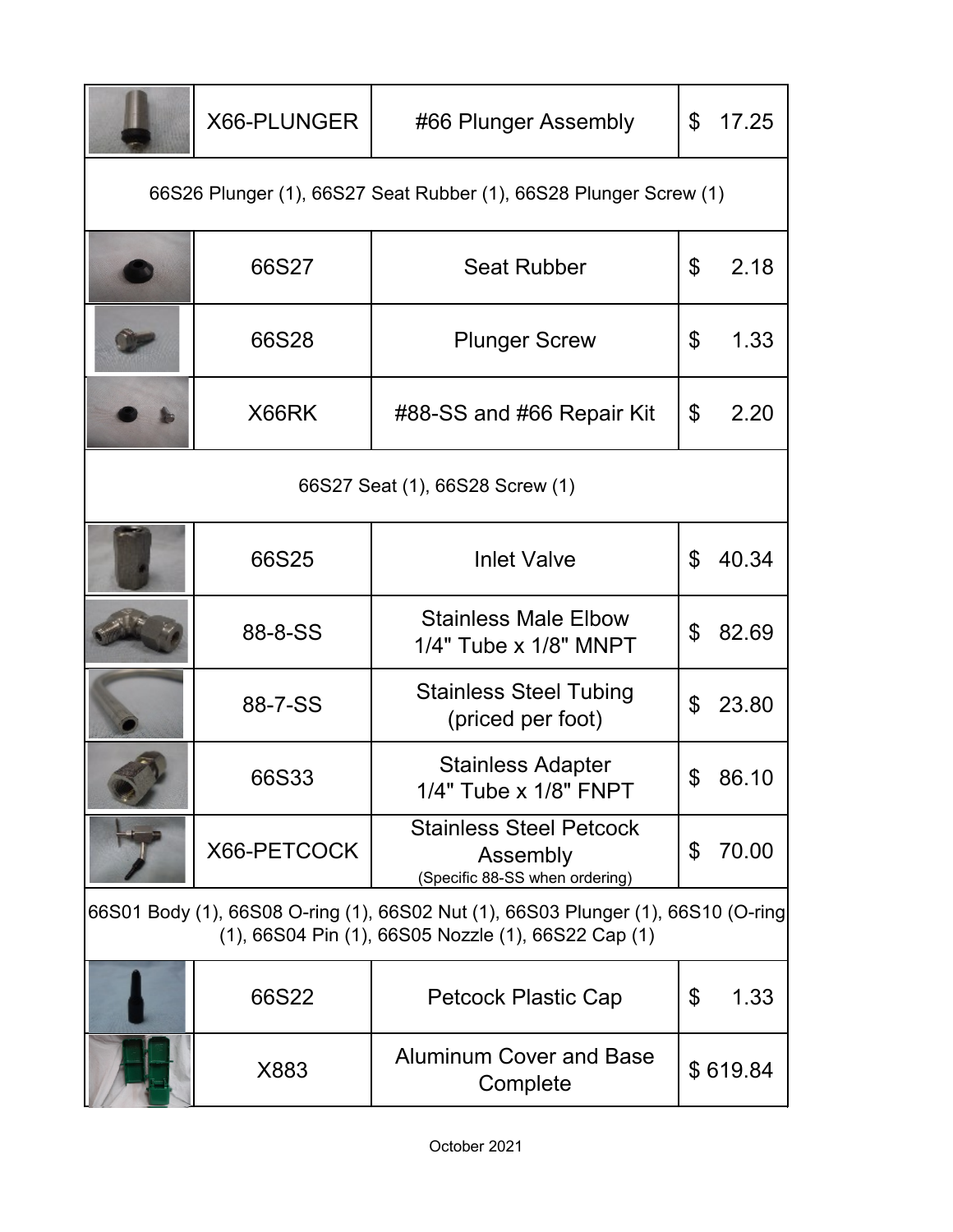| | Part Number | Description | Price |
|---|---|---|---|
| | X66-PLUNGER | #66 Plunger Assembly | $ 17.25 |
| 66S26 Plunger (1), 66S27 Seat Rubber (1), 66S28 Plunger Screw (1) | | | |
| | 66S27 | Seat Rubber | $ 2.18 |
| | 66S28 | Plunger Screw | $ 1.33 |
| | X66RK | #88-SS and #66 Repair Kit | $ 2.20 |
| 66S27 Seat (1), 66S28 Screw (1) | | | |
| | 66S25 | Inlet Valve | $ 40.34 |
| | 88-8-SS | Stainless Male Elbow 1/4" Tube x 1/8" MNPT | $ 82.69 |
| | 88-7-SS | Stainless Steel Tubing (priced per foot) | $ 23.80 |
| | 66S33 | Stainless Adapter 1/4" Tube x 1/8" FNPT | $ 86.10 |
| | X66-PETCOCK | Stainless Steel Petcock Assembly (Specific 88-SS when ordering) | $ 70.00 |
| 66S01 Body (1), 66S08 O-ring (1), 66S02 Nut (1), 66S03 Plunger (1), 66S10 (O-ring (1), 66S04 Pin (1), 66S05 Nozzle (1), 66S22 Cap (1) | | | |
| | 66S22 | Petcock Plastic Cap | $ 1.33 |
| | X883 | Aluminum Cover and Base Complete | $ 619.84 |

October 2021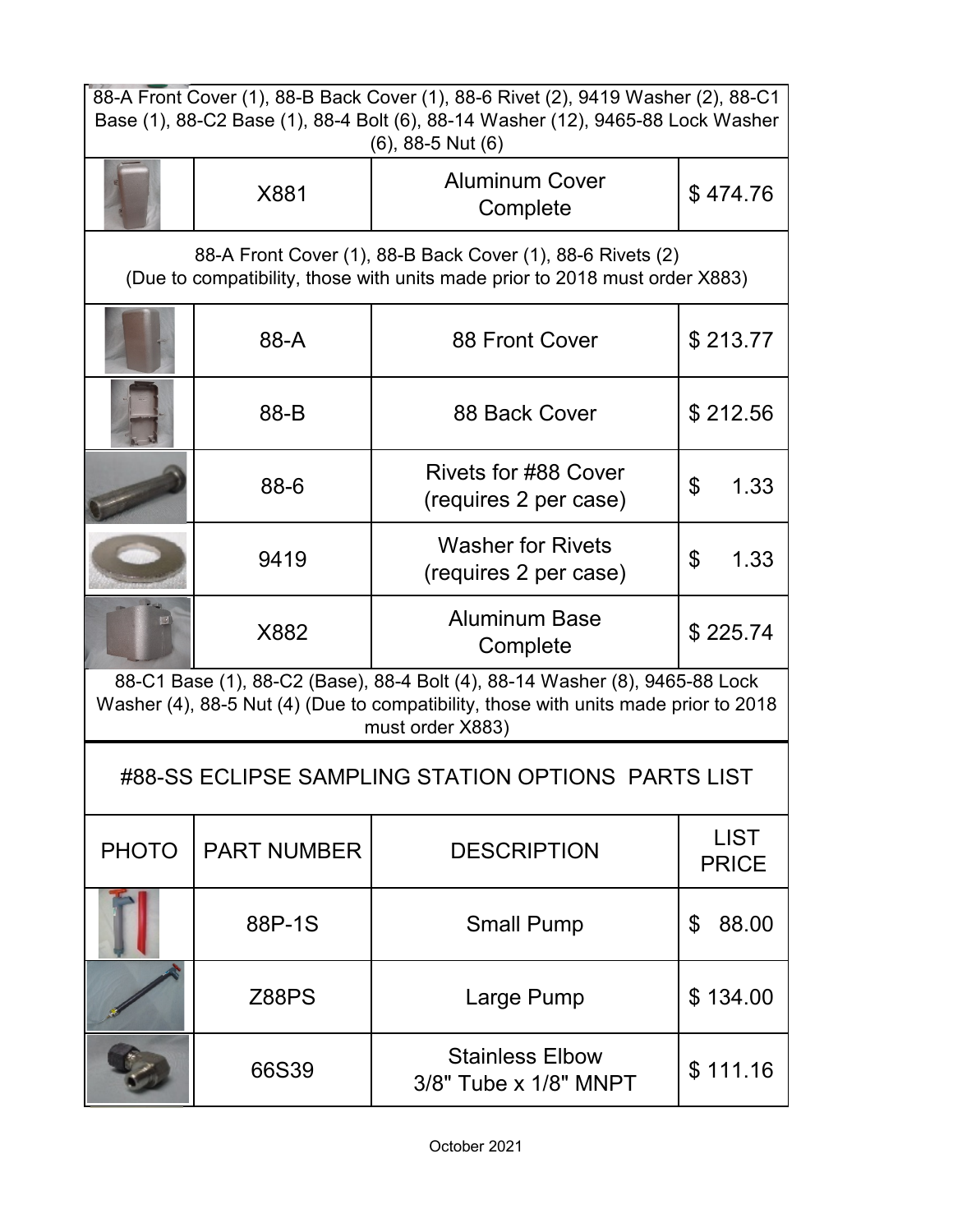| | | | |
|---|---|---|---|
| 88-A Front Cover (1), 88-B Back Cover (1), 88-6 Rivet (2), 9419 Washer (2), 88-C1 Base (1), 88-C2 Base (1), 88-4 Bolt (6), 88-14 Washer (12), 9465-88 Lock Washer (6), 88-5 Nut (6) | | | |
| | X881 | Aluminum Cover Complete | $ 474.76 |
| 88-A Front Cover (1), 88-B Back Cover (1), 88-6 Rivets (2) (Due to compatibility, those with units made prior to 2018 must order X883) | | | |
| | 88-A | 88 Front Cover | $ 213.77 |
| | 88-B | 88 Back Cover | $ 212.56 |
| | 88-6 | Rivets for #88 Cover (requires 2 per case) | $ 1.33 |
| | 9419 | Washer for Rivets (requires 2 per case) | $ 1.33 |
| | X882 | Aluminum Base Complete | $ 225.74 |
| 88-C1 Base (1), 88-C2 (Base), 88-4 Bolt (4), 88-14 Washer (8), 9465-88 Lock Washer (4), 88-5 Nut (4) (Due to compatibility, those with units made prior to 2018 must order X883) | | | |

## #88-SS ECLIPSE SAMPLING STATION OPTIONS PARTS LIST

| PHOTO | PART NUMBER | DESCRIPTION | LIST PRICE |
|---|---|---|---|
| | 88P-1S | Small Pump | $ 88.00 |
| | Z88PS | Large Pump | $ 134.00 |
| | 66S39 | Stainless Elbow 3/8" Tube x 1/8" MNPT | $ 111.16 |

October 2021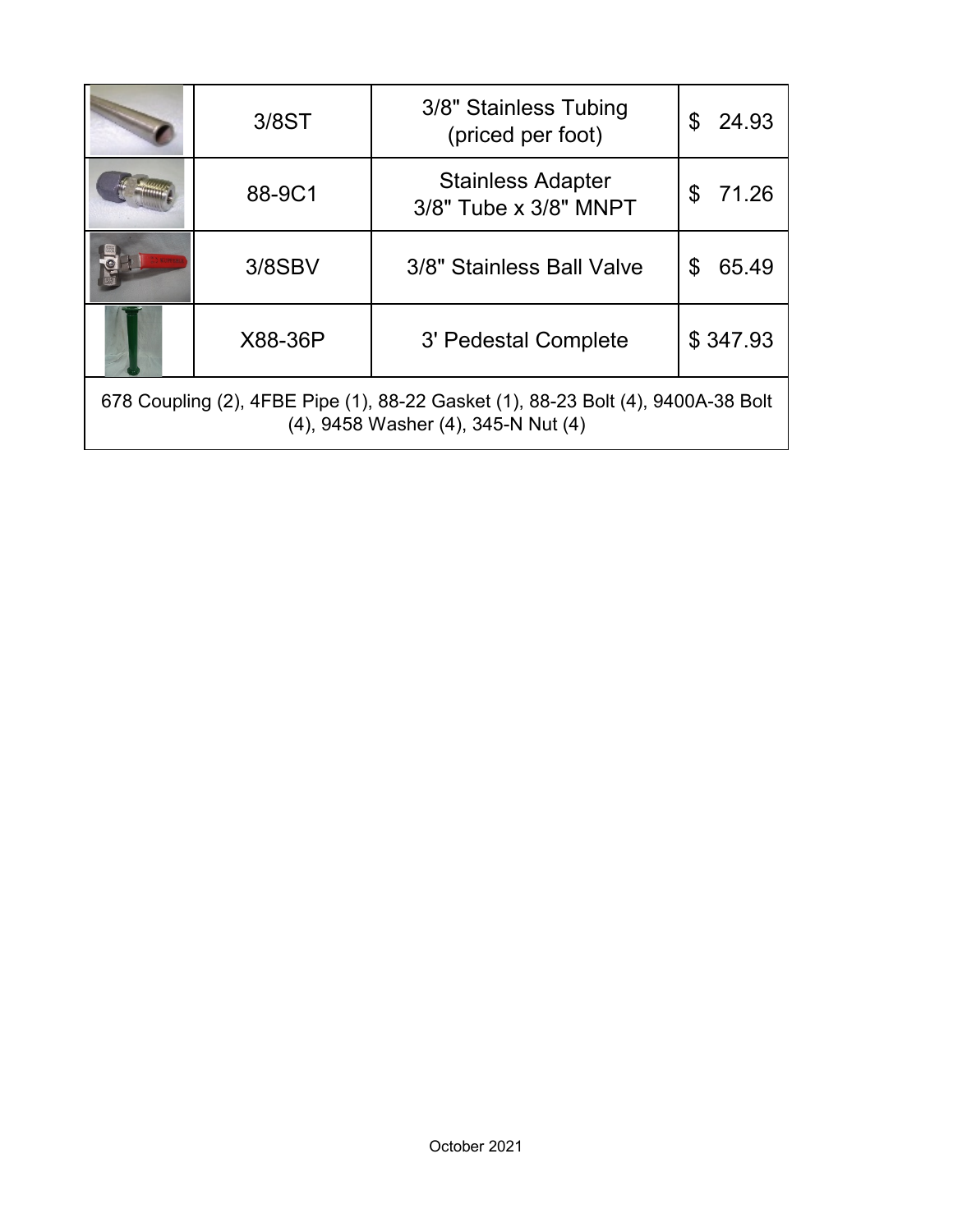| | | | |
|---|---|---|---|
| | 3/8ST | 3/8" Stainless Tubing (priced per foot) | $ 24.93 |
| | 88-9C1 | Stainless Adapter 3/8" Tube x 3/8" MNPT | $ 71.26 |
| | 3/8SBV | 3/8" Stainless Ball Valve | $ 65.49 |
| | X88-36P | 3' Pedestal Complete | $ 347.93 |
| 678 Coupling (2), 4FBE Pipe (1), 88-22 Gasket (1), 88-23 Bolt (4), 9400A-38 Bolt (4), 9458 Washer (4), 345-N Nut (4) | | | |

October 2021